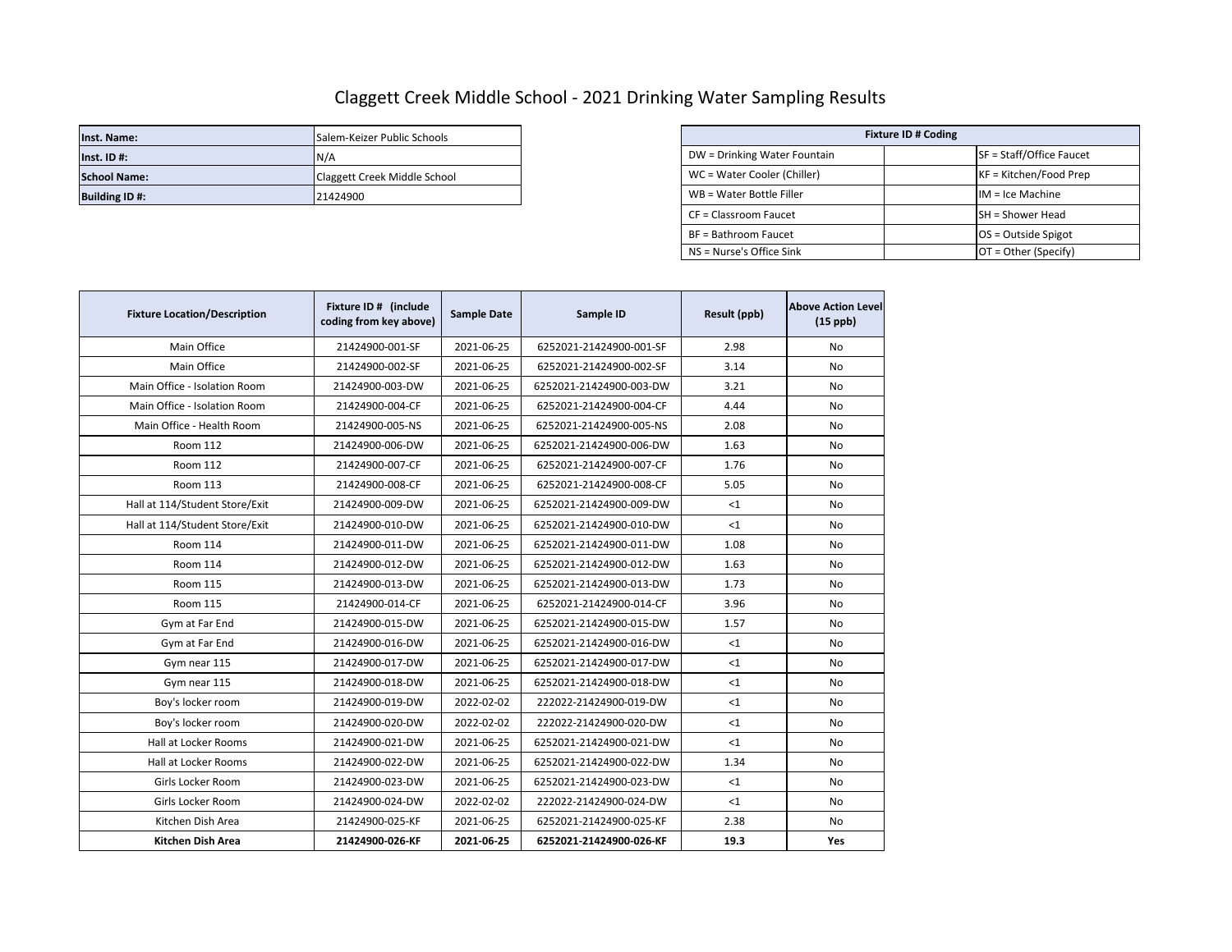# Claggett Creek Middle School - 2021 Drinking Water Sampling Results

| Inst. Name: | Salem-Keizer Public Schools |
|---|---|
| Inst. ID #: | N/A |
| School Name: | Claggett Creek Middle School |
| Building ID #: | 21424900 |

| Fixture ID # Coding | | |
|---|---|---|
| DW = Drinking Water Fountain | | SF = Staff/Office Faucet |
| WC = Water Cooler (Chiller) | | KF = Kitchen/Food Prep |
| WB = Water Bottle Filler | | IM = Ice Machine |
| CF = Classroom Faucet | | SH = Shower Head |
| BF = Bathroom Faucet | | OS = Outside Spigot |
| NS = Nurse's Office Sink | | OT = Other (Specify) |

| Fixture Location/Description | Fixture ID # (include coding from key above) | Sample Date | Sample ID | Result (ppb) | Above Action Level (15 ppb) |
|---|---|---|---|---|---|
| Main Office | 21424900-001-SF | 2021-06-25 | 6252021-21424900-001-SF | 2.98 | No |
| Main Office | 21424900-002-SF | 2021-06-25 | 6252021-21424900-002-SF | 3.14 | No |
| Main Office - Isolation Room | 21424900-003-DW | 2021-06-25 | 6252021-21424900-003-DW | 3.21 | No |
| Main Office - Isolation Room | 21424900-004-CF | 2021-06-25 | 6252021-21424900-004-CF | 4.44 | No |
| Main Office - Health Room | 21424900-005-NS | 2021-06-25 | 6252021-21424900-005-NS | 2.08 | No |
| Room 112 | 21424900-006-DW | 2021-06-25 | 6252021-21424900-006-DW | 1.63 | No |
| Room 112 | 21424900-007-CF | 2021-06-25 | 6252021-21424900-007-CF | 1.76 | No |
| Room 113 | 21424900-008-CF | 2021-06-25 | 6252021-21424900-008-CF | 5.05 | No |
| Hall at 114/Student Store/Exit | 21424900-009-DW | 2021-06-25 | 6252021-21424900-009-DW | <1 | No |
| Hall at 114/Student Store/Exit | 21424900-010-DW | 2021-06-25 | 6252021-21424900-010-DW | <1 | No |
| Room 114 | 21424900-011-DW | 2021-06-25 | 6252021-21424900-011-DW | 1.08 | No |
| Room 114 | 21424900-012-DW | 2021-06-25 | 6252021-21424900-012-DW | 1.63 | No |
| Room 115 | 21424900-013-DW | 2021-06-25 | 6252021-21424900-013-DW | 1.73 | No |
| Room 115 | 21424900-014-CF | 2021-06-25 | 6252021-21424900-014-CF | 3.96 | No |
| Gym at Far End | 21424900-015-DW | 2021-06-25 | 6252021-21424900-015-DW | 1.57 | No |
| Gym at Far End | 21424900-016-DW | 2021-06-25 | 6252021-21424900-016-DW | <1 | No |
| Gym near 115 | 21424900-017-DW | 2021-06-25 | 6252021-21424900-017-DW | <1 | No |
| Gym near 115 | 21424900-018-DW | 2021-06-25 | 6252021-21424900-018-DW | <1 | No |
| Boy's locker room | 21424900-019-DW | 2022-02-02 | 222022-21424900-019-DW | <1 | No |
| Boy's locker room | 21424900-020-DW | 2022-02-02 | 222022-21424900-020-DW | <1 | No |
| Hall at Locker Rooms | 21424900-021-DW | 2021-06-25 | 6252021-21424900-021-DW | <1 | No |
| Hall at Locker Rooms | 21424900-022-DW | 2021-06-25 | 6252021-21424900-022-DW | 1.34 | No |
| Girls Locker Room | 21424900-023-DW | 2021-06-25 | 6252021-21424900-023-DW | <1 | No |
| Girls Locker Room | 21424900-024-DW | 2022-02-02 | 222022-21424900-024-DW | <1 | No |
| Kitchen Dish Area | 21424900-025-KF | 2021-06-25 | 6252021-21424900-025-KF | 2.38 | No |
| **Kitchen Dish Area** | **21424900-026-KF** | **2021-06-25** | **6252021-21424900-026-KF** | **19.3** | **Yes** |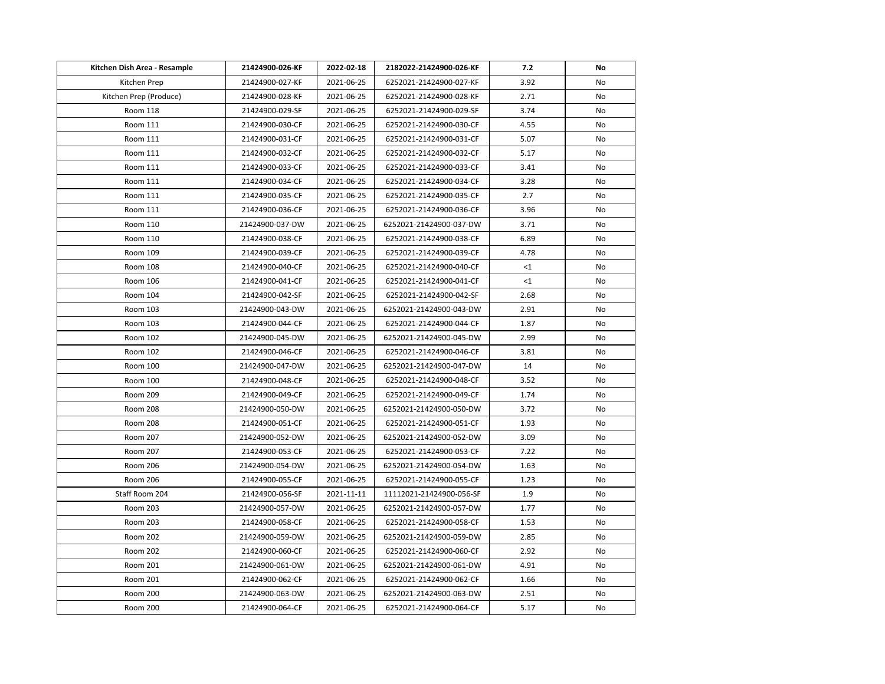| Kitchen Dish Area - Resample | 21424900-026-KF | 2022-02-18 | 2182022-21424900-026-KF | 7.2 | No |
|---|---|---|---|---|---|
| Kitchen Prep | 21424900-027-KF | 2021-06-25 | 6252021-21424900-027-KF | 3.92 | No |
| Kitchen Prep (Produce) | 21424900-028-KF | 2021-06-25 | 6252021-21424900-028-KF | 2.71 | No |
| Room 118 | 21424900-029-SF | 2021-06-25 | 6252021-21424900-029-SF | 3.74 | No |
| Room 111 | 21424900-030-CF | 2021-06-25 | 6252021-21424900-030-CF | 4.55 | No |
| Room 111 | 21424900-031-CF | 2021-06-25 | 6252021-21424900-031-CF | 5.07 | No |
| Room 111 | 21424900-032-CF | 2021-06-25 | 6252021-21424900-032-CF | 5.17 | No |
| Room 111 | 21424900-033-CF | 2021-06-25 | 6252021-21424900-033-CF | 3.41 | No |
| Room 111 | 21424900-034-CF | 2021-06-25 | 6252021-21424900-034-CF | 3.28 | No |
| Room 111 | 21424900-035-CF | 2021-06-25 | 6252021-21424900-035-CF | 2.7 | No |
| Room 111 | 21424900-036-CF | 2021-06-25 | 6252021-21424900-036-CF | 3.96 | No |
| Room 110 | 21424900-037-DW | 2021-06-25 | 6252021-21424900-037-DW | 3.71 | No |
| Room 110 | 21424900-038-CF | 2021-06-25 | 6252021-21424900-038-CF | 6.89 | No |
| Room 109 | 21424900-039-CF | 2021-06-25 | 6252021-21424900-039-CF | 4.78 | No |
| Room 108 | 21424900-040-CF | 2021-06-25 | 6252021-21424900-040-CF | <1 | No |
| Room 106 | 21424900-041-CF | 2021-06-25 | 6252021-21424900-041-CF | <1 | No |
| Room 104 | 21424900-042-SF | 2021-06-25 | 6252021-21424900-042-SF | 2.68 | No |
| Room 103 | 21424900-043-DW | 2021-06-25 | 6252021-21424900-043-DW | 2.91 | No |
| Room 103 | 21424900-044-CF | 2021-06-25 | 6252021-21424900-044-CF | 1.87 | No |
| Room 102 | 21424900-045-DW | 2021-06-25 | 6252021-21424900-045-DW | 2.99 | No |
| Room 102 | 21424900-046-CF | 2021-06-25 | 6252021-21424900-046-CF | 3.81 | No |
| Room 100 | 21424900-047-DW | 2021-06-25 | 6252021-21424900-047-DW | 14 | No |
| Room 100 | 21424900-048-CF | 2021-06-25 | 6252021-21424900-048-CF | 3.52 | No |
| Room 209 | 21424900-049-CF | 2021-06-25 | 6252021-21424900-049-CF | 1.74 | No |
| Room 208 | 21424900-050-DW | 2021-06-25 | 6252021-21424900-050-DW | 3.72 | No |
| Room 208 | 21424900-051-CF | 2021-06-25 | 6252021-21424900-051-CF | 1.93 | No |
| Room 207 | 21424900-052-DW | 2021-06-25 | 6252021-21424900-052-DW | 3.09 | No |
| Room 207 | 21424900-053-CF | 2021-06-25 | 6252021-21424900-053-CF | 7.22 | No |
| Room 206 | 21424900-054-DW | 2021-06-25 | 6252021-21424900-054-DW | 1.63 | No |
| Room 206 | 21424900-055-CF | 2021-06-25 | 6252021-21424900-055-CF | 1.23 | No |
| Staff Room 204 | 21424900-056-SF | 2021-11-11 | 11112021-21424900-056-SF | 1.9 | No |
| Room 203 | 21424900-057-DW | 2021-06-25 | 6252021-21424900-057-DW | 1.77 | No |
| Room 203 | 21424900-058-CF | 2021-06-25 | 6252021-21424900-058-CF | 1.53 | No |
| Room 202 | 21424900-059-DW | 2021-06-25 | 6252021-21424900-059-DW | 2.85 | No |
| Room 202 | 21424900-060-CF | 2021-06-25 | 6252021-21424900-060-CF | 2.92 | No |
| Room 201 | 21424900-061-DW | 2021-06-25 | 6252021-21424900-061-DW | 4.91 | No |
| Room 201 | 21424900-062-CF | 2021-06-25 | 6252021-21424900-062-CF | 1.66 | No |
| Room 200 | 21424900-063-DW | 2021-06-25 | 6252021-21424900-063-DW | 2.51 | No |
| Room 200 | 21424900-064-CF | 2021-06-25 | 6252021-21424900-064-CF | 5.17 | No |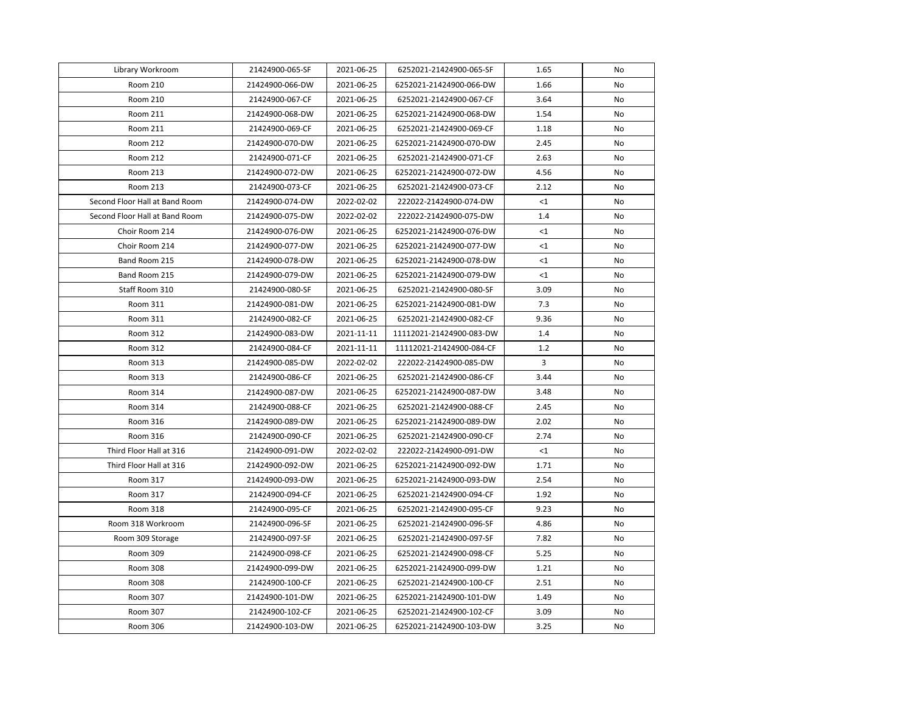| | | | | | |
|---|---|---|---|---|---|
| Library Workroom | 21424900-065-SF | 2021-06-25 | 6252021-21424900-065-SF | 1.65 | No |
| Room 210 | 21424900-066-DW | 2021-06-25 | 6252021-21424900-066-DW | 1.66 | No |
| Room 210 | 21424900-067-CF | 2021-06-25 | 6252021-21424900-067-CF | 3.64 | No |
| Room 211 | 21424900-068-DW | 2021-06-25 | 6252021-21424900-068-DW | 1.54 | No |
| Room 211 | 21424900-069-CF | 2021-06-25 | 6252021-21424900-069-CF | 1.18 | No |
| Room 212 | 21424900-070-DW | 2021-06-25 | 6252021-21424900-070-DW | 2.45 | No |
| Room 212 | 21424900-071-CF | 2021-06-25 | 6252021-21424900-071-CF | 2.63 | No |
| Room 213 | 21424900-072-DW | 2021-06-25 | 6252021-21424900-072-DW | 4.56 | No |
| Room 213 | 21424900-073-CF | 2021-06-25 | 6252021-21424900-073-CF | 2.12 | No |
| Second Floor Hall at Band Room | 21424900-074-DW | 2022-02-02 | 222022-21424900-074-DW | <1 | No |
| Second Floor Hall at Band Room | 21424900-075-DW | 2022-02-02 | 222022-21424900-075-DW | 1.4 | No |
| Choir Room 214 | 21424900-076-DW | 2021-06-25 | 6252021-21424900-076-DW | <1 | No |
| Choir Room 214 | 21424900-077-DW | 2021-06-25 | 6252021-21424900-077-DW | <1 | No |
| Band Room 215 | 21424900-078-DW | 2021-06-25 | 6252021-21424900-078-DW | <1 | No |
| Band Room 215 | 21424900-079-DW | 2021-06-25 | 6252021-21424900-079-DW | <1 | No |
| Staff Room 310 | 21424900-080-SF | 2021-06-25 | 6252021-21424900-080-SF | 3.09 | No |
| Room 311 | 21424900-081-DW | 2021-06-25 | 6252021-21424900-081-DW | 7.3 | No |
| Room 311 | 21424900-082-CF | 2021-06-25 | 6252021-21424900-082-CF | 9.36 | No |
| Room 312 | 21424900-083-DW | 2021-11-11 | 11112021-21424900-083-DW | 1.4 | No |
| Room 312 | 21424900-084-CF | 2021-11-11 | 11112021-21424900-084-CF | 1.2 | No |
| Room 313 | 21424900-085-DW | 2022-02-02 | 222022-21424900-085-DW | 3 | No |
| Room 313 | 21424900-086-CF | 2021-06-25 | 6252021-21424900-086-CF | 3.44 | No |
| Room 314 | 21424900-087-DW | 2021-06-25 | 6252021-21424900-087-DW | 3.48 | No |
| Room 314 | 21424900-088-CF | 2021-06-25 | 6252021-21424900-088-CF | 2.45 | No |
| Room 316 | 21424900-089-DW | 2021-06-25 | 6252021-21424900-089-DW | 2.02 | No |
| Room 316 | 21424900-090-CF | 2021-06-25 | 6252021-21424900-090-CF | 2.74 | No |
| Third Floor Hall at 316 | 21424900-091-DW | 2022-02-02 | 222022-21424900-091-DW | <1 | No |
| Third Floor Hall at 316 | 21424900-092-DW | 2021-06-25 | 6252021-21424900-092-DW | 1.71 | No |
| Room 317 | 21424900-093-DW | 2021-06-25 | 6252021-21424900-093-DW | 2.54 | No |
| Room 317 | 21424900-094-CF | 2021-06-25 | 6252021-21424900-094-CF | 1.92 | No |
| Room 318 | 21424900-095-CF | 2021-06-25 | 6252021-21424900-095-CF | 9.23 | No |
| Room 318 Workroom | 21424900-096-SF | 2021-06-25 | 6252021-21424900-096-SF | 4.86 | No |
| Room 309 Storage | 21424900-097-SF | 2021-06-25 | 6252021-21424900-097-SF | 7.82 | No |
| Room 309 | 21424900-098-CF | 2021-06-25 | 6252021-21424900-098-CF | 5.25 | No |
| Room 308 | 21424900-099-DW | 2021-06-25 | 6252021-21424900-099-DW | 1.21 | No |
| Room 308 | 21424900-100-CF | 2021-06-25 | 6252021-21424900-100-CF | 2.51 | No |
| Room 307 | 21424900-101-DW | 2021-06-25 | 6252021-21424900-101-DW | 1.49 | No |
| Room 307 | 21424900-102-CF | 2021-06-25 | 6252021-21424900-102-CF | 3.09 | No |
| Room 306 | 21424900-103-DW | 2021-06-25 | 6252021-21424900-103-DW | 3.25 | No |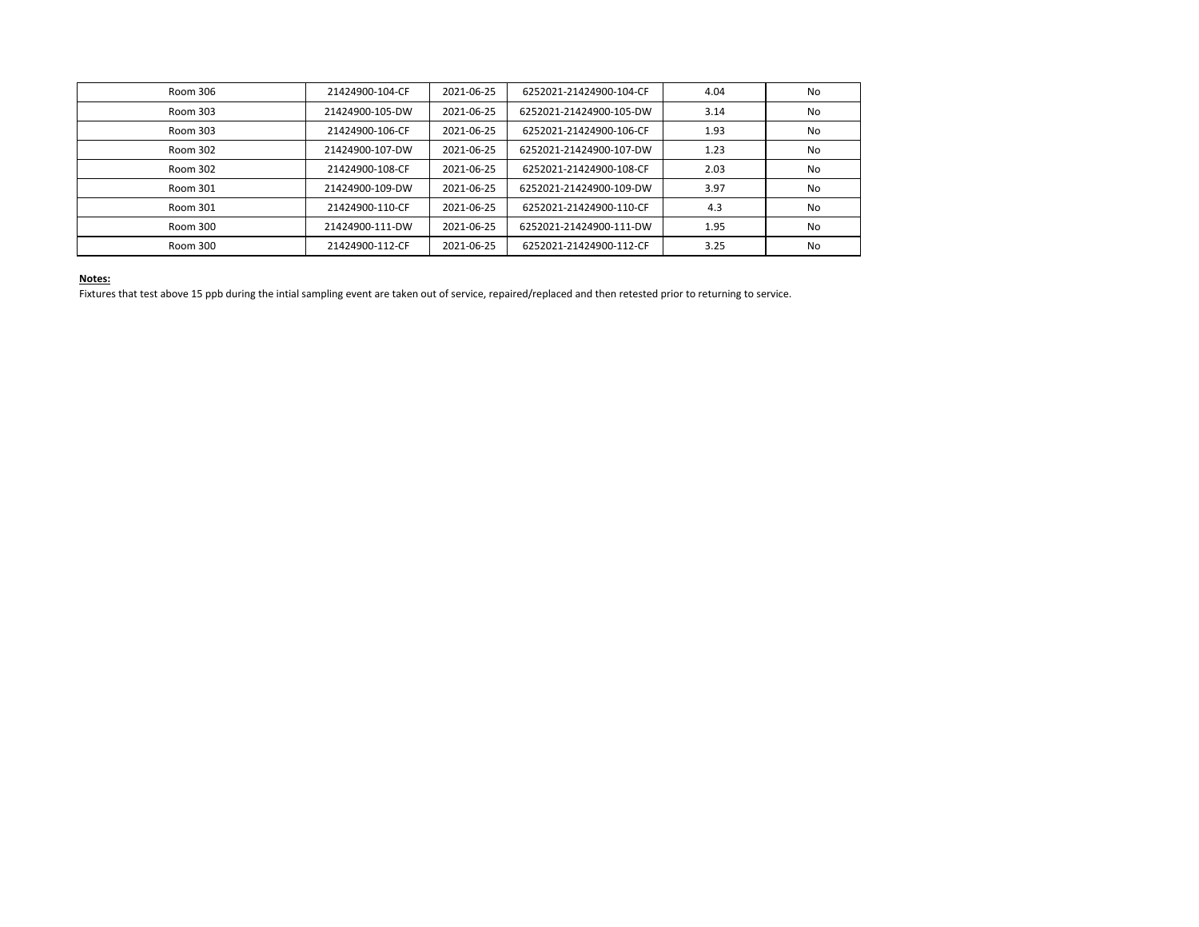| | | | | | |
|---|---|---|---|---|---|
| Room 306 | 21424900-104-CF | 2021-06-25 | 6252021-21424900-104-CF | 4.04 | No |
| Room 303 | 21424900-105-DW | 2021-06-25 | 6252021-21424900-105-DW | 3.14 | No |
| Room 303 | 21424900-106-CF | 2021-06-25 | 6252021-21424900-106-CF | 1.93 | No |
| Room 302 | 21424900-107-DW | 2021-06-25 | 6252021-21424900-107-DW | 1.23 | No |
| Room 302 | 21424900-108-CF | 2021-06-25 | 6252021-21424900-108-CF | 2.03 | No |
| Room 301 | 21424900-109-DW | 2021-06-25 | 6252021-21424900-109-DW | 3.97 | No |
| Room 301 | 21424900-110-CF | 2021-06-25 | 6252021-21424900-110-CF | 4.3 | No |
| Room 300 | 21424900-111-DW | 2021-06-25 | 6252021-21424900-111-DW | 1.95 | No |
| Room 300 | 21424900-112-CF | 2021-06-25 | 6252021-21424900-112-CF | 3.25 | No |

**Notes:**

Fixtures that test above 15 ppb during the intial sampling event are taken out of service, repaired/replaced and then retested prior to returning to service.